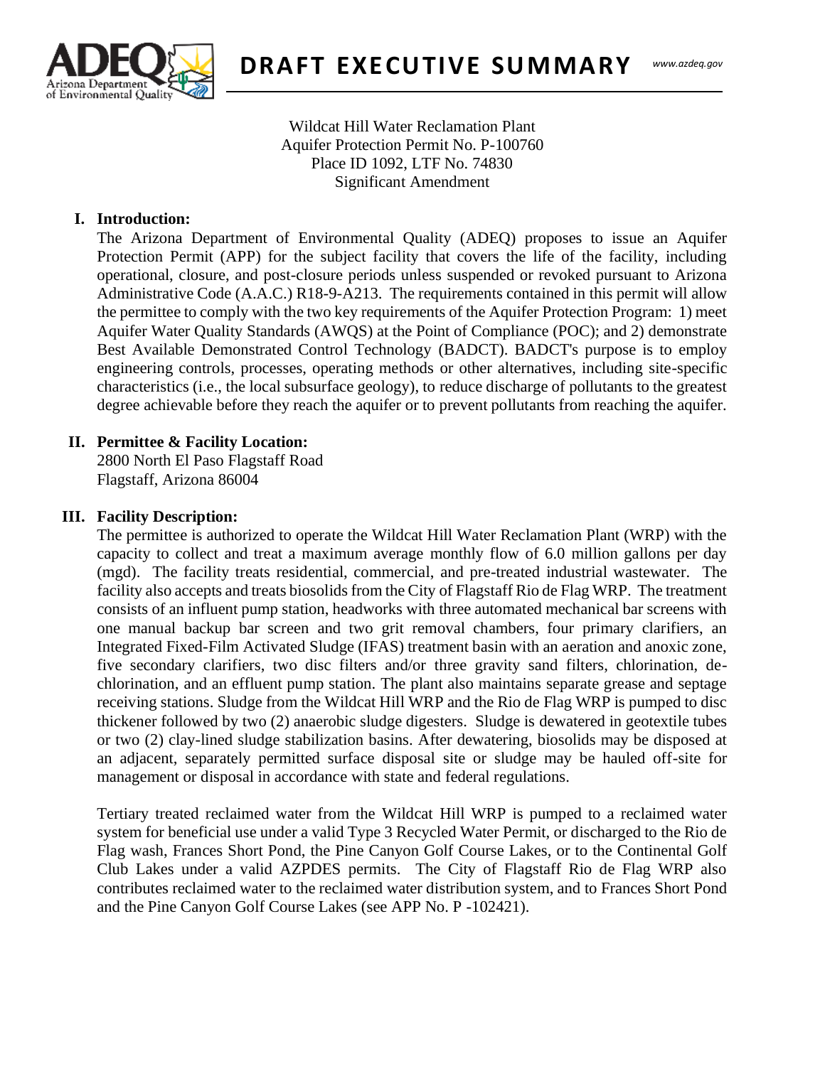# DRAFT EXECUTIVE SUMMARY

Wildcat Hill Water Reclamation Plant
Aquifer Protection Permit No. P-100760
Place ID 1092, LTF No. 74830
Significant Amendment

## I. Introduction:

The Arizona Department of Environmental Quality (ADEQ) proposes to issue an Aquifer Protection Permit (APP) for the subject facility that covers the life of the facility, including operational, closure, and post-closure periods unless suspended or revoked pursuant to Arizona Administrative Code (A.A.C.) R18-9-A213. The requirements contained in this permit will allow the permittee to comply with the two key requirements of the Aquifer Protection Program: 1) meet Aquifer Water Quality Standards (AWQS) at the Point of Compliance (POC); and 2) demonstrate Best Available Demonstrated Control Technology (BADCT). BADCT's purpose is to employ engineering controls, processes, operating methods or other alternatives, including site-specific characteristics (i.e., the local subsurface geology), to reduce discharge of pollutants to the greatest degree achievable before they reach the aquifer or to prevent pollutants from reaching the aquifer.

## II. Permittee & Facility Location:

2800 North El Paso Flagstaff Road
Flagstaff, Arizona 86004

## III. Facility Description:

The permittee is authorized to operate the Wildcat Hill Water Reclamation Plant (WRP) with the capacity to collect and treat a maximum average monthly flow of 6.0 million gallons per day (mgd). The facility treats residential, commercial, and pre-treated industrial wastewater. The facility also accepts and treats biosolids from the City of Flagstaff Rio de Flag WRP. The treatment consists of an influent pump station, headworks with three automated mechanical bar screens with one manual backup bar screen and two grit removal chambers, four primary clarifiers, an Integrated Fixed-Film Activated Sludge (IFAS) treatment basin with an aeration and anoxic zone, five secondary clarifiers, two disc filters and/or three gravity sand filters, chlorination, de-chlorination, and an effluent pump station. The plant also maintains separate grease and septage receiving stations. Sludge from the Wildcat Hill WRP and the Rio de Flag WRP is pumped to disc thickener followed by two (2) anaerobic sludge digesters. Sludge is dewatered in geotextile tubes or two (2) clay-lined sludge stabilization basins. After dewatering, biosolids may be disposed at an adjacent, separately permitted surface disposal site or sludge may be hauled off-site for management or disposal in accordance with state and federal regulations.

Tertiary treated reclaimed water from the Wildcat Hill WRP is pumped to a reclaimed water system for beneficial use under a valid Type 3 Recycled Water Permit, or discharged to the Rio de Flag wash, Frances Short Pond, the Pine Canyon Golf Course Lakes, or to the Continental Golf Club Lakes under a valid AZPDES permits. The City of Flagstaff Rio de Flag WRP also contributes reclaimed water to the reclaimed water distribution system, and to Frances Short Pond and the Pine Canyon Golf Course Lakes (see APP No. P -102421).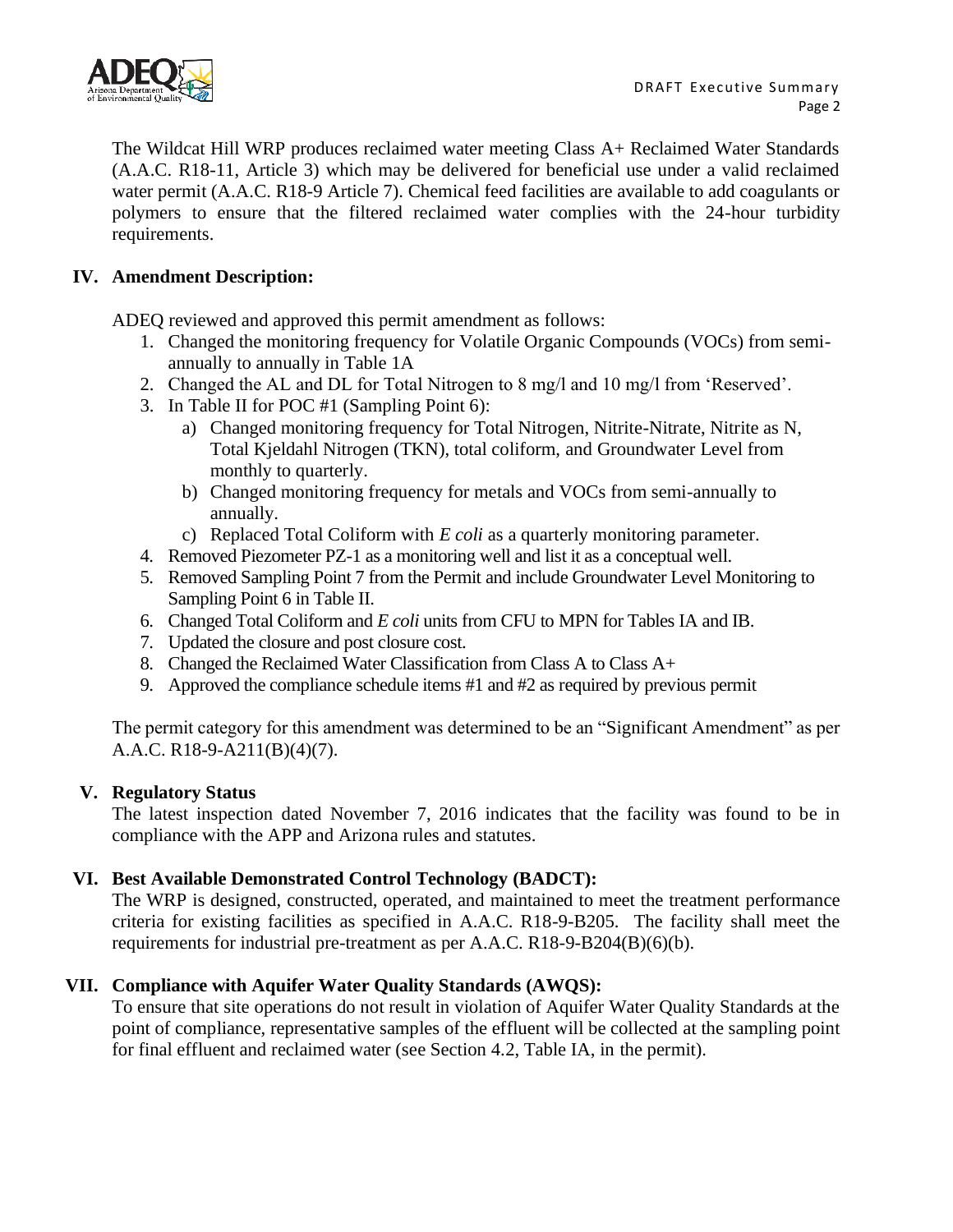The Wildcat Hill WRP produces reclaimed water meeting Class A+ Reclaimed Water Standards (A.A.C. R18-11, Article 3) which may be delivered for beneficial use under a valid reclaimed water permit (A.A.C. R18-9 Article 7). Chemical feed facilities are available to add coagulants or polymers to ensure that the filtered reclaimed water complies with the 24-hour turbidity requirements.

## IV. Amendment Description:

ADEQ reviewed and approved this permit amendment as follows:

1. Changed the monitoring frequency for Volatile Organic Compounds (VOCs) from semi-annually to annually in Table 1A
2. Changed the AL and DL for Total Nitrogen to 8 mg/l and 10 mg/l from 'Reserved'.
3. In Table II for POC #1 (Sampling Point 6):
   a) Changed monitoring frequency for Total Nitrogen, Nitrite-Nitrate, Nitrite as N, Total Kjeldahl Nitrogen (TKN), total coliform, and Groundwater Level from monthly to quarterly.
   b) Changed monitoring frequency for metals and VOCs from semi-annually to annually.
   c) Replaced Total Coliform with *E coli* as a quarterly monitoring parameter.
4. Removed Piezometer PZ-1 as a monitoring well and list it as a conceptual well.
5. Removed Sampling Point 7 from the Permit and include Groundwater Level Monitoring to Sampling Point 6 in Table II.
6. Changed Total Coliform and *E coli* units from CFU to MPN for Tables IA and IB.
7. Updated the closure and post closure cost.
8. Changed the Reclaimed Water Classification from Class A to Class A+
9. Approved the compliance schedule items #1 and #2 as required by previous permit

The permit category for this amendment was determined to be an "Significant Amendment" as per A.A.C. R18-9-A211(B)(4)(7).

## V. Regulatory Status

The latest inspection dated November 7, 2016 indicates that the facility was found to be in compliance with the APP and Arizona rules and statutes.

## VI. Best Available Demonstrated Control Technology (BADCT):

The WRP is designed, constructed, operated, and maintained to meet the treatment performance criteria for existing facilities as specified in A.A.C. R18-9-B205. The facility shall meet the requirements for industrial pre-treatment as per A.A.C. R18-9-B204(B)(6)(b).

## VII. Compliance with Aquifer Water Quality Standards (AWQS):

To ensure that site operations do not result in violation of Aquifer Water Quality Standards at the point of compliance, representative samples of the effluent will be collected at the sampling point for final effluent and reclaimed water (see Section 4.2, Table IA, in the permit).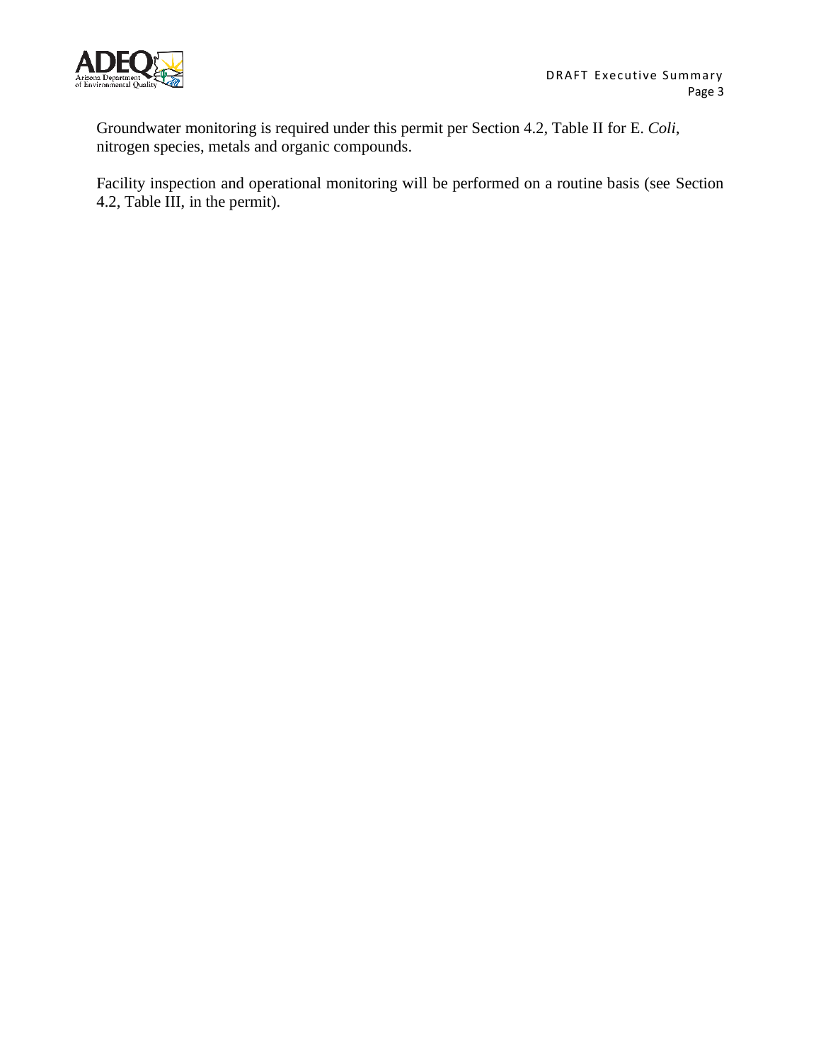Groundwater monitoring is required under this permit per Section 4.2, Table II for E. *Coli*, nitrogen species, metals and organic compounds.

Facility inspection and operational monitoring will be performed on a routine basis (see Section 4.2, Table III, in the permit).